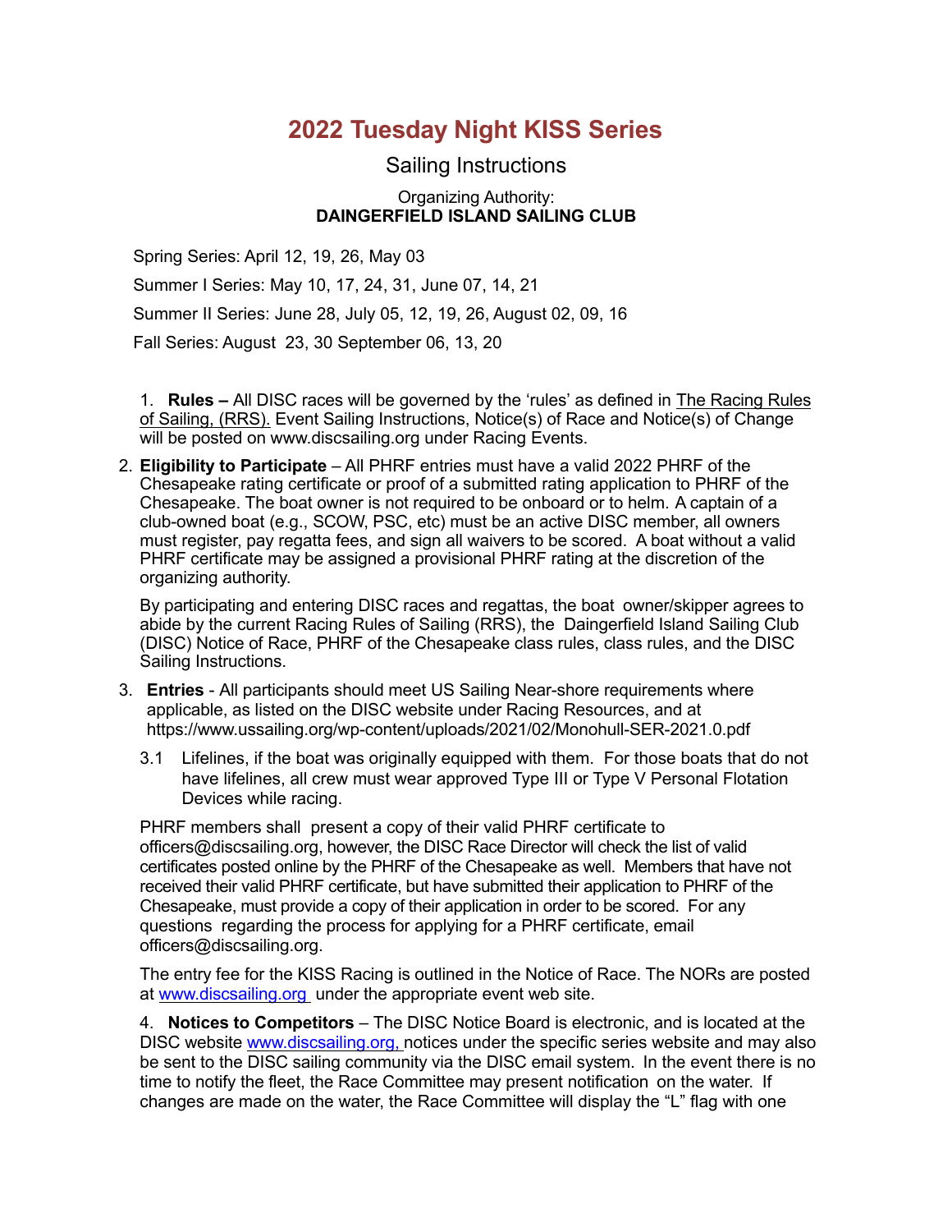# 2022 Tuesday Night KISS Series

## Sailing Instructions

Organizing Authority:
**DAINGERFIELD ISLAND SAILING CLUB**

Spring Series: April 12, 19, 26, May 03

Summer I Series: May 10, 17, 24, 31, June 07, 14, 21

Summer II Series: June 28, July 05, 12, 19, 26, August 02, 09, 16

Fall Series: August 23, 30 September 06, 13, 20

1. **Rules –** All DISC races will be governed by the 'rules' as defined in The Racing Rules of Sailing, (RRS). Event Sailing Instructions, Notice(s) of Race and Notice(s) of Change will be posted on www.discsailing.org under Racing Events.

2. **Eligibility to Participate** – All PHRF entries must have a valid 2022 PHRF of the Chesapeake rating certificate or proof of a submitted rating application to PHRF of the Chesapeake. The boat owner is not required to be onboard or to helm. A captain of a club-owned boat (e.g., SCOW, PSC, etc) must be an active DISC member, all owners must register, pay regatta fees, and sign all waivers to be scored. A boat without a valid PHRF certificate may be assigned a provisional PHRF rating at the discretion of the organizing authority.

   By participating and entering DISC races and regattas, the boat owner/skipper agrees to abide by the current Racing Rules of Sailing (RRS), the Daingerfield Island Sailing Club (DISC) Notice of Race, PHRF of the Chesapeake class rules, class rules, and the DISC Sailing Instructions.

3. **Entries** - All participants should meet US Sailing Near-shore requirements where applicable, as listed on the DISC website under Racing Resources, and at https://www.ussailing.org/wp-content/uploads/2021/02/Monohull-SER-2021.0.pdf

   3.1 Lifelines, if the boat was originally equipped with them. For those boats that do not have lifelines, all crew must wear approved Type III or Type V Personal Flotation Devices while racing.

   PHRF members shall present a copy of their valid PHRF certificate to officers@discsailing.org, however, the DISC Race Director will check the list of valid certificates posted online by the PHRF of the Chesapeake as well. Members that have not received their valid PHRF certificate, but have submitted their application to PHRF of the Chesapeake, must provide a copy of their application in order to be scored. For any questions regarding the process for applying for a PHRF certificate, email officers@discsailing.org.

   The entry fee for the KISS Racing is outlined in the Notice of Race. The NORs are posted at www.discsailing.org under the appropriate event web site.

4. **Notices to Competitors** – The DISC Notice Board is electronic, and is located at the DISC website www.discsailing.org, notices under the specific series website and may also be sent to the DISC sailing community via the DISC email system. In the event there is no time to notify the fleet, the Race Committee may present notification on the water. If changes are made on the water, the Race Committee will display the "L" flag with one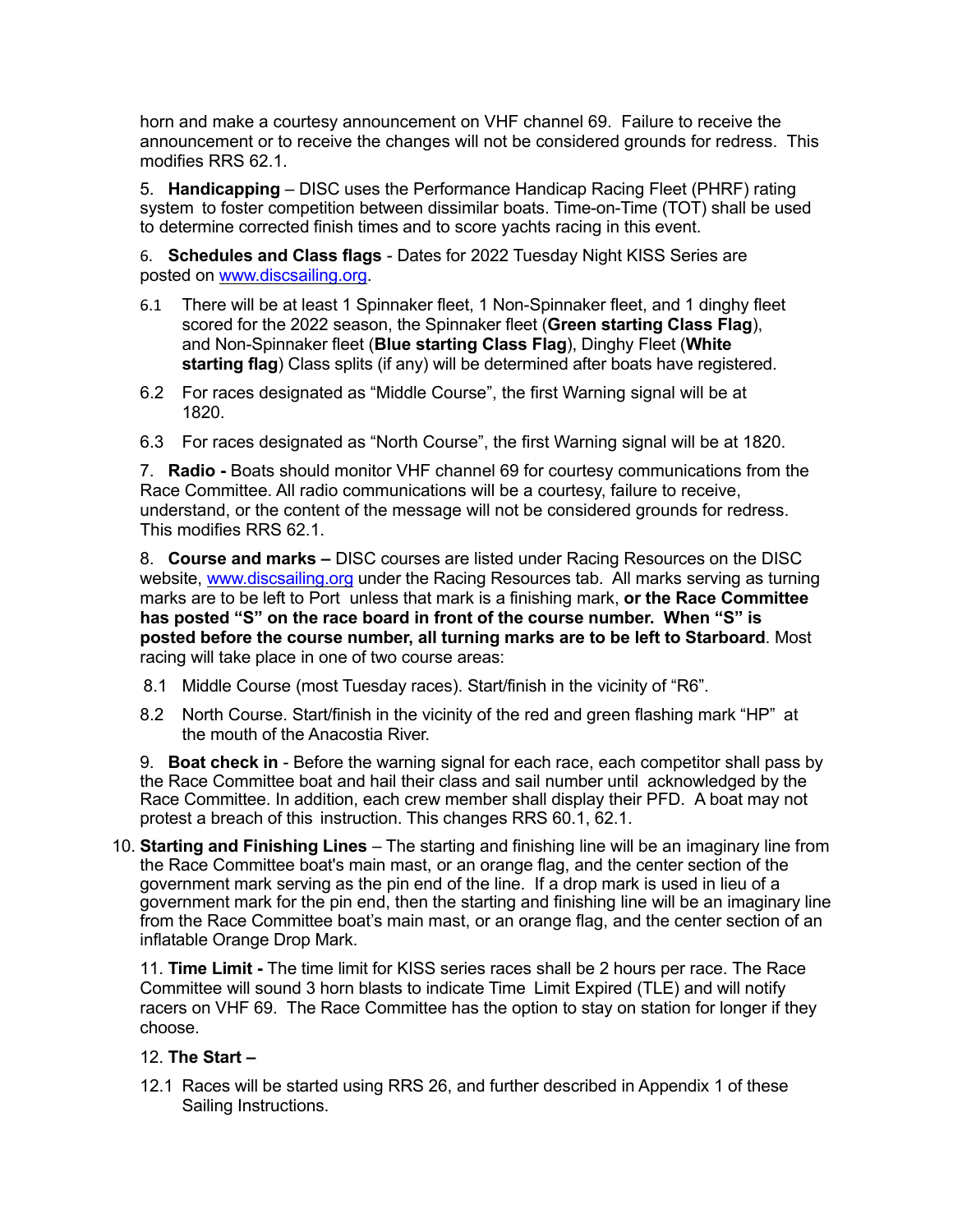horn and make a courtesy announcement on VHF channel 69. Failure to receive the announcement or to receive the changes will not be considered grounds for redress. This modifies RRS 62.1.

5. **Handicapping** – DISC uses the Performance Handicap Racing Fleet (PHRF) rating system to foster competition between dissimilar boats. Time-on-Time (TOT) shall be used to determine corrected finish times and to score yachts racing in this event.

6. **Schedules and Class flags** - Dates for 2022 Tuesday Night KISS Series are posted on www.discsailing.org.

6.1 There will be at least 1 Spinnaker fleet, 1 Non-Spinnaker fleet, and 1 dinghy fleet scored for the 2022 season, the Spinnaker fleet (**Green starting Class Flag**), and Non-Spinnaker fleet (**Blue starting Class Flag**), Dinghy Fleet (**White starting flag**) Class splits (if any) will be determined after boats have registered.

6.2 For races designated as "Middle Course", the first Warning signal will be at 1820.

6.3 For races designated as "North Course", the first Warning signal will be at 1820.

7. **Radio -** Boats should monitor VHF channel 69 for courtesy communications from the Race Committee. All radio communications will be a courtesy, failure to receive, understand, or the content of the message will not be considered grounds for redress. This modifies RRS 62.1.

8. **Course and marks –** DISC courses are listed under Racing Resources on the DISC website, www.discsailing.org under the Racing Resources tab. All marks serving as turning marks are to be left to Port unless that mark is a finishing mark, **or the Race Committee has posted "S" on the race board in front of the course number. When "S" is posted before the course number, all turning marks are to be left to Starboard**. Most racing will take place in one of two course areas:

8.1 Middle Course (most Tuesday races). Start/finish in the vicinity of "R6".

8.2 North Course. Start/finish in the vicinity of the red and green flashing mark "HP" at the mouth of the Anacostia River.

9. **Boat check in** - Before the warning signal for each race, each competitor shall pass by the Race Committee boat and hail their class and sail number until acknowledged by the Race Committee. In addition, each crew member shall display their PFD. A boat may not protest a breach of this instruction. This changes RRS 60.1, 62.1.

10. **Starting and Finishing Lines** – The starting and finishing line will be an imaginary line from the Race Committee boat's main mast, or an orange flag, and the center section of the government mark serving as the pin end of the line. If a drop mark is used in lieu of a government mark for the pin end, then the starting and finishing line will be an imaginary line from the Race Committee boat's main mast, or an orange flag, and the center section of an inflatable Orange Drop Mark.

11. **Time Limit -** The time limit for KISS series races shall be 2 hours per race. The Race Committee will sound 3 horn blasts to indicate Time Limit Expired (TLE) and will notify racers on VHF 69. The Race Committee has the option to stay on station for longer if they choose.

12. **The Start –**

12.1 Races will be started using RRS 26, and further described in Appendix 1 of these Sailing Instructions.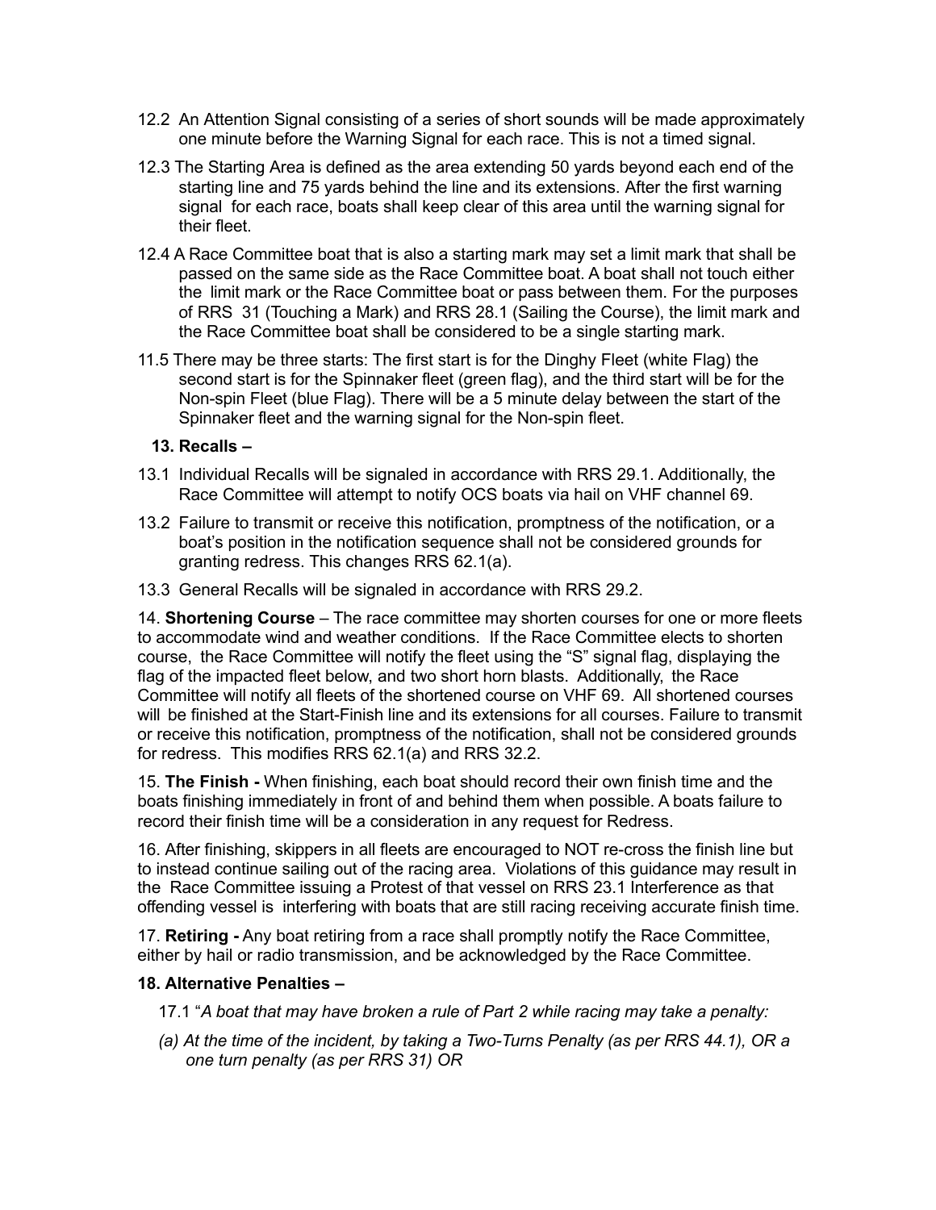12.2 An Attention Signal consisting of a series of short sounds will be made approximately one minute before the Warning Signal for each race. This is not a timed signal.

12.3 The Starting Area is defined as the area extending 50 yards beyond each end of the starting line and 75 yards behind the line and its extensions. After the first warning signal for each race, boats shall keep clear of this area until the warning signal for their fleet.

12.4 A Race Committee boat that is also a starting mark may set a limit mark that shall be passed on the same side as the Race Committee boat. A boat shall not touch either the limit mark or the Race Committee boat or pass between them. For the purposes of RRS 31 (Touching a Mark) and RRS 28.1 (Sailing the Course), the limit mark and the Race Committee boat shall be considered to be a single starting mark.

11.5 There may be three starts: The first start is for the Dinghy Fleet (white Flag) the second start is for the Spinnaker fleet (green flag), and the third start will be for the Non-spin Fleet (blue Flag). There will be a 5 minute delay between the start of the Spinnaker fleet and the warning signal for the Non-spin fleet.

**13. Recalls –**

13.1 Individual Recalls will be signaled in accordance with RRS 29.1. Additionally, the Race Committee will attempt to notify OCS boats via hail on VHF channel 69.

13.2 Failure to transmit or receive this notification, promptness of the notification, or a boat's position in the notification sequence shall not be considered grounds for granting redress. This changes RRS 62.1(a).

13.3 General Recalls will be signaled in accordance with RRS 29.2.

14. **Shortening Course** – The race committee may shorten courses for one or more fleets to accommodate wind and weather conditions. If the Race Committee elects to shorten course, the Race Committee will notify the fleet using the "S" signal flag, displaying the flag of the impacted fleet below, and two short horn blasts. Additionally, the Race Committee will notify all fleets of the shortened course on VHF 69. All shortened courses will be finished at the Start-Finish line and its extensions for all courses. Failure to transmit or receive this notification, promptness of the notification, shall not be considered grounds for redress. This modifies RRS 62.1(a) and RRS 32.2.

15. **The Finish -** When finishing, each boat should record their own finish time and the boats finishing immediately in front of and behind them when possible. A boats failure to record their finish time will be a consideration in any request for Redress.

16. After finishing, skippers in all fleets are encouraged to NOT re-cross the finish line but to instead continue sailing out of the racing area. Violations of this guidance may result in the Race Committee issuing a Protest of that vessel on RRS 23.1 Interference as that offending vessel is interfering with boats that are still racing receiving accurate finish time.

17. **Retiring -** Any boat retiring from a race shall promptly notify the Race Committee, either by hail or radio transmission, and be acknowledged by the Race Committee.

**18. Alternative Penalties –**

17.1 "*A boat that may have broken a rule of Part 2 while racing may take a penalty:*

*(a) At the time of the incident, by taking a Two-Turns Penalty (as per RRS 44.1), OR a one turn penalty (as per RRS 31) OR*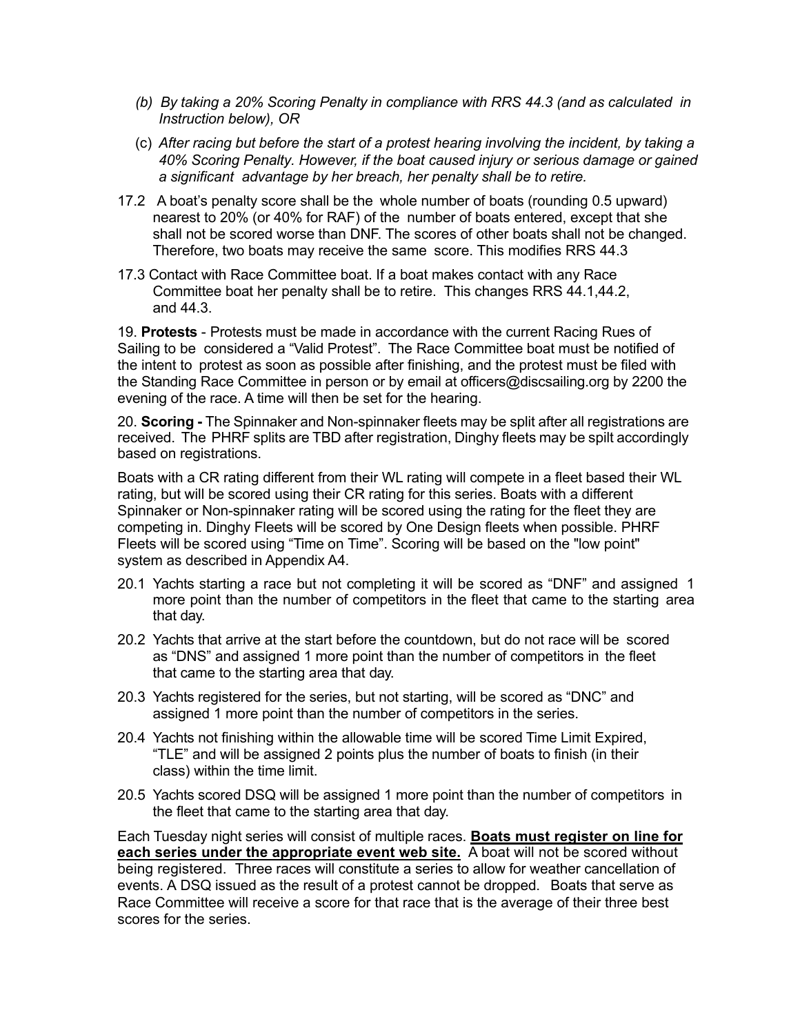*(b) By taking a 20% Scoring Penalty in compliance with RRS 44.3 (and as calculated in Instruction below), OR*

(c) *After racing but before the start of a protest hearing involving the incident, by taking a 40% Scoring Penalty. However, if the boat caused injury or serious damage or gained a significant advantage by her breach, her penalty shall be to retire.*

17.2 A boat's penalty score shall be the whole number of boats (rounding 0.5 upward) nearest to 20% (or 40% for RAF) of the number of boats entered, except that she shall not be scored worse than DNF. The scores of other boats shall not be changed. Therefore, two boats may receive the same score. This modifies RRS 44.3

17.3 Contact with Race Committee boat. If a boat makes contact with any Race Committee boat her penalty shall be to retire. This changes RRS 44.1,44.2, and 44.3.

19. **Protests** - Protests must be made in accordance with the current Racing Rues of Sailing to be considered a "Valid Protest". The Race Committee boat must be notified of the intent to protest as soon as possible after finishing, and the protest must be filed with the Standing Race Committee in person or by email at officers@discsailing.org by 2200 the evening of the race. A time will then be set for the hearing.

20. **Scoring -** The Spinnaker and Non-spinnaker fleets may be split after all registrations are received. The PHRF splits are TBD after registration, Dinghy fleets may be spilt accordingly based on registrations.

Boats with a CR rating different from their WL rating will compete in a fleet based their WL rating, but will be scored using their CR rating for this series. Boats with a different Spinnaker or Non-spinnaker rating will be scored using the rating for the fleet they are competing in. Dinghy Fleets will be scored by One Design fleets when possible. PHRF Fleets will be scored using "Time on Time". Scoring will be based on the "low point" system as described in Appendix A4.

20.1 Yachts starting a race but not completing it will be scored as "DNF" and assigned 1 more point than the number of competitors in the fleet that came to the starting area that day.

20.2 Yachts that arrive at the start before the countdown, but do not race will be scored as "DNS" and assigned 1 more point than the number of competitors in the fleet that came to the starting area that day.

20.3 Yachts registered for the series, but not starting, will be scored as "DNC" and assigned 1 more point than the number of competitors in the series.

20.4 Yachts not finishing within the allowable time will be scored Time Limit Expired, "TLE" and will be assigned 2 points plus the number of boats to finish (in their class) within the time limit.

20.5 Yachts scored DSQ will be assigned 1 more point than the number of competitors in the fleet that came to the starting area that day.

Each Tuesday night series will consist of multiple races. **Boats must register on line for each series under the appropriate event web site.** A boat will not be scored without being registered. Three races will constitute a series to allow for weather cancellation of events. A DSQ issued as the result of a protest cannot be dropped. Boats that serve as Race Committee will receive a score for that race that is the average of their three best scores for the series.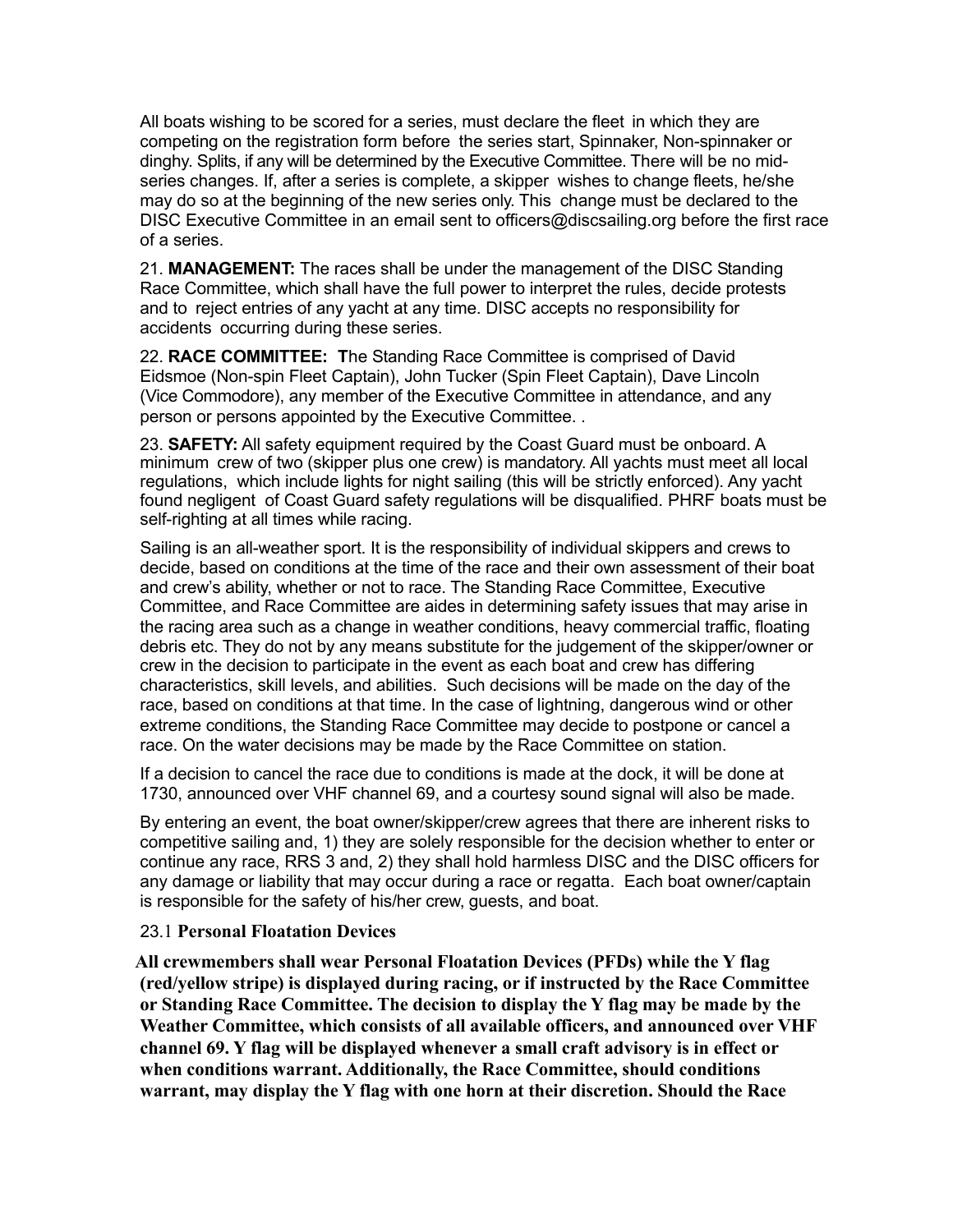All boats wishing to be scored for a series, must declare the fleet in which they are competing on the registration form before the series start, Spinnaker, Non-spinnaker or dinghy. Splits, if any will be determined by the Executive Committee. There will be no mid-series changes. If, after a series is complete, a skipper wishes to change fleets, he/she may do so at the beginning of the new series only. This change must be declared to the DISC Executive Committee in an email sent to officers@discsailing.org before the first race of a series.

21. **MANAGEMENT:** The races shall be under the management of the DISC Standing Race Committee, which shall have the full power to interpret the rules, decide protests and to reject entries of any yacht at any time. DISC accepts no responsibility for accidents occurring during these series.

22. **RACE COMMITTEE: T**he Standing Race Committee is comprised of David Eidsmoe (Non-spin Fleet Captain), John Tucker (Spin Fleet Captain), Dave Lincoln (Vice Commodore), any member of the Executive Committee in attendance, and any person or persons appointed by the Executive Committee. .

23. **SAFETY:** All safety equipment required by the Coast Guard must be onboard. A minimum crew of two (skipper plus one crew) is mandatory. All yachts must meet all local regulations, which include lights for night sailing (this will be strictly enforced). Any yacht found negligent of Coast Guard safety regulations will be disqualified. PHRF boats must be self-righting at all times while racing.

Sailing is an all-weather sport. It is the responsibility of individual skippers and crews to decide, based on conditions at the time of the race and their own assessment of their boat and crew's ability, whether or not to race. The Standing Race Committee, Executive Committee, and Race Committee are aides in determining safety issues that may arise in the racing area such as a change in weather conditions, heavy commercial traffic, floating debris etc. They do not by any means substitute for the judgement of the skipper/owner or crew in the decision to participate in the event as each boat and crew has differing characteristics, skill levels, and abilities. Such decisions will be made on the day of the race, based on conditions at that time. In the case of lightning, dangerous wind or other extreme conditions, the Standing Race Committee may decide to postpone or cancel a race. On the water decisions may be made by the Race Committee on station.

If a decision to cancel the race due to conditions is made at the dock, it will be done at 1730, announced over VHF channel 69, and a courtesy sound signal will also be made.

By entering an event, the boat owner/skipper/crew agrees that there are inherent risks to competitive sailing and, 1) they are solely responsible for the decision whether to enter or continue any race, RRS 3 and, 2) they shall hold harmless DISC and the DISC officers for any damage or liability that may occur during a race or regatta. Each boat owner/captain is responsible for the safety of his/her crew, guests, and boat.

23.1 **Personal Floatation Devices**

**All crewmembers shall wear Personal Floatation Devices (PFDs) while the Y flag (red/yellow stripe) is displayed during racing, or if instructed by the Race Committee or Standing Race Committee. The decision to display the Y flag may be made by the Weather Committee, which consists of all available officers, and announced over VHF channel 69. Y flag will be displayed whenever a small craft advisory is in effect or when conditions warrant. Additionally, the Race Committee, should conditions warrant, may display the Y flag with one horn at their discretion. Should the Race**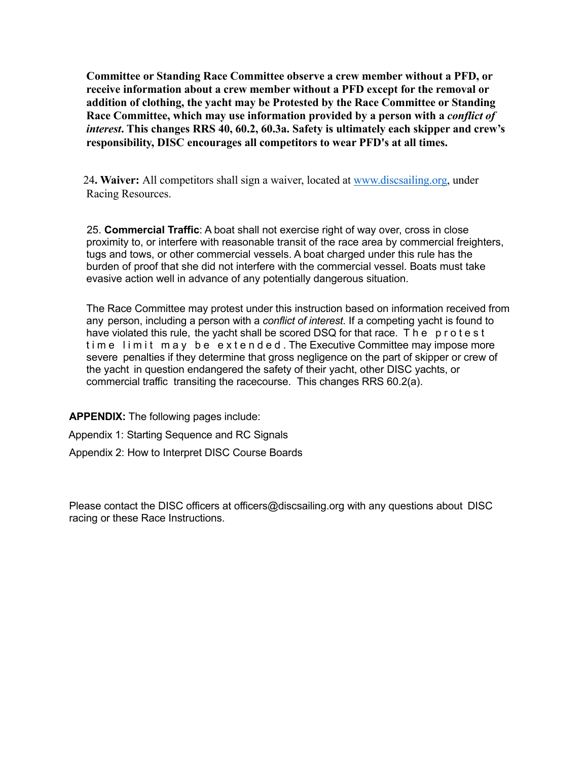**Committee or Standing Race Committee observe a crew member without a PFD, or receive information about a crew member without a PFD except for the removal or addition of clothing, the yacht may be Protested by the Race Committee or Standing Race Committee, which may use information provided by a person with a *conflict of interest*. This changes RRS 40, 60.2, 60.3a. Safety is ultimately each skipper and crew's responsibility, DISC encourages all competitors to wear PFD's at all times.**

24**. Waiver:** All competitors shall sign a waiver, located at www.discsailing.org, under Racing Resources.

25. **Commercial Traffic**: A boat shall not exercise right of way over, cross in close proximity to, or interfere with reasonable transit of the race area by commercial freighters, tugs and tows, or other commercial vessels. A boat charged under this rule has the burden of proof that she did not interfere with the commercial vessel. Boats must take evasive action well in advance of any potentially dangerous situation.

The Race Committee may protest under this instruction based on information received from any person, including a person with a *conflict of interest*. If a competing yacht is found to have violated this rule, the yacht shall be scored DSQ for that race. The protest time limit may be extended. The Executive Committee may impose more severe penalties if they determine that gross negligence on the part of skipper or crew of the yacht in question endangered the safety of their yacht, other DISC yachts, or commercial traffic transiting the racecourse. This changes RRS 60.2(a).

**APPENDIX:** The following pages include:

Appendix 1: Starting Sequence and RC Signals

Appendix 2: How to Interpret DISC Course Boards

Please contact the DISC officers at officers@discsailing.org with any questions about DISC racing or these Race Instructions.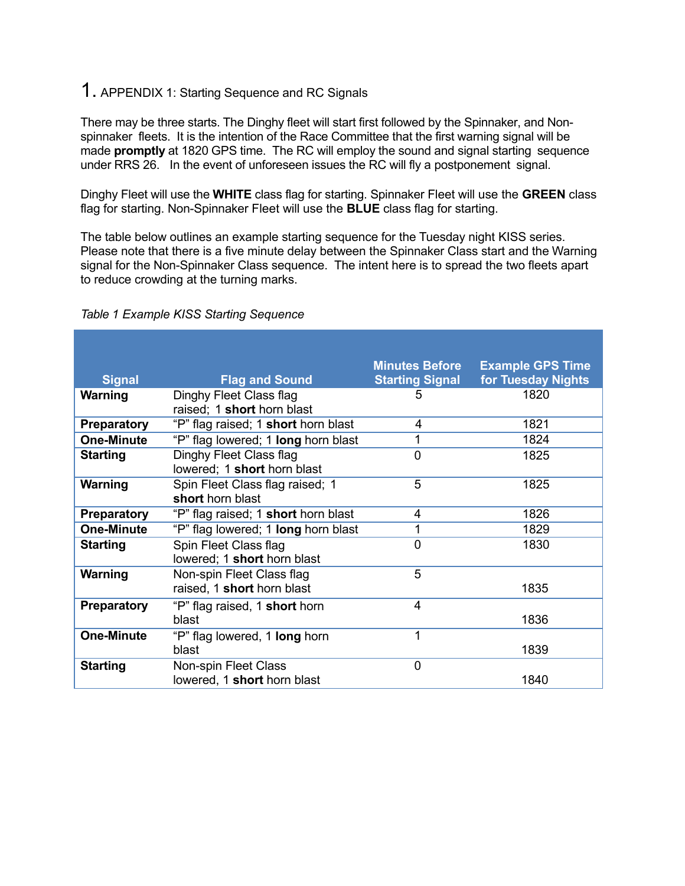# 1. APPENDIX 1: Starting Sequence and RC Signals

There may be three starts. The Dinghy fleet will start first followed by the Spinnaker, and Non-spinnaker fleets. It is the intention of the Race Committee that the first warning signal will be made **promptly** at 1820 GPS time. The RC will employ the sound and signal starting sequence under RRS 26. In the event of unforeseen issues the RC will fly a postponement signal.

Dinghy Fleet will use the **WHITE** class flag for starting. Spinnaker Fleet will use the **GREEN** class flag for starting. Non-Spinnaker Fleet will use the **BLUE** class flag for starting.

The table below outlines an example starting sequence for the Tuesday night KISS series. Please note that there is a five minute delay between the Spinnaker Class start and the Warning signal for the Non-Spinnaker Class sequence. The intent here is to spread the two fleets apart to reduce crowding at the turning marks.

*Table 1 Example KISS Starting Sequence*

| Signal | Flag and Sound | Minutes Before Starting Signal | Example GPS Time for Tuesday Nights |
|---|---|---|---|
| **Warning** | Dinghy Fleet Class flag raised; 1 **short** horn blast | 5 | 1820 |
| **Preparatory** | “P” flag raised; 1 **short** horn blast | 4 | 1821 |
| **One-Minute** | “P” flag lowered; 1 **long** horn blast | 1 | 1824 |
| **Starting** | Dinghy Fleet Class flag lowered; 1 **short** horn blast | 0 | 1825 |
| **Warning** | Spin Fleet Class flag raised; 1 **short** horn blast | 5 | 1825 |
| **Preparatory** | “P” flag raised; 1 **short** horn blast | 4 | 1826 |
| **One-Minute** | “P” flag lowered; 1 **long** horn blast | 1 | 1829 |
| **Starting** | Spin Fleet Class flag lowered; 1 **short** horn blast | 0 | 1830 |
| **Warning** | Non-spin Fleet Class flag raised, 1 **short** horn blast | 5 | 1835 |
| **Preparatory** | “P” flag raised, 1 **short** horn blast | 4 | 1836 |
| **One-Minute** | “P” flag lowered, 1 **long** horn blast | 1 | 1839 |
| **Starting** | Non-spin Fleet Class lowered, 1 **short** horn blast | 0 | 1840 |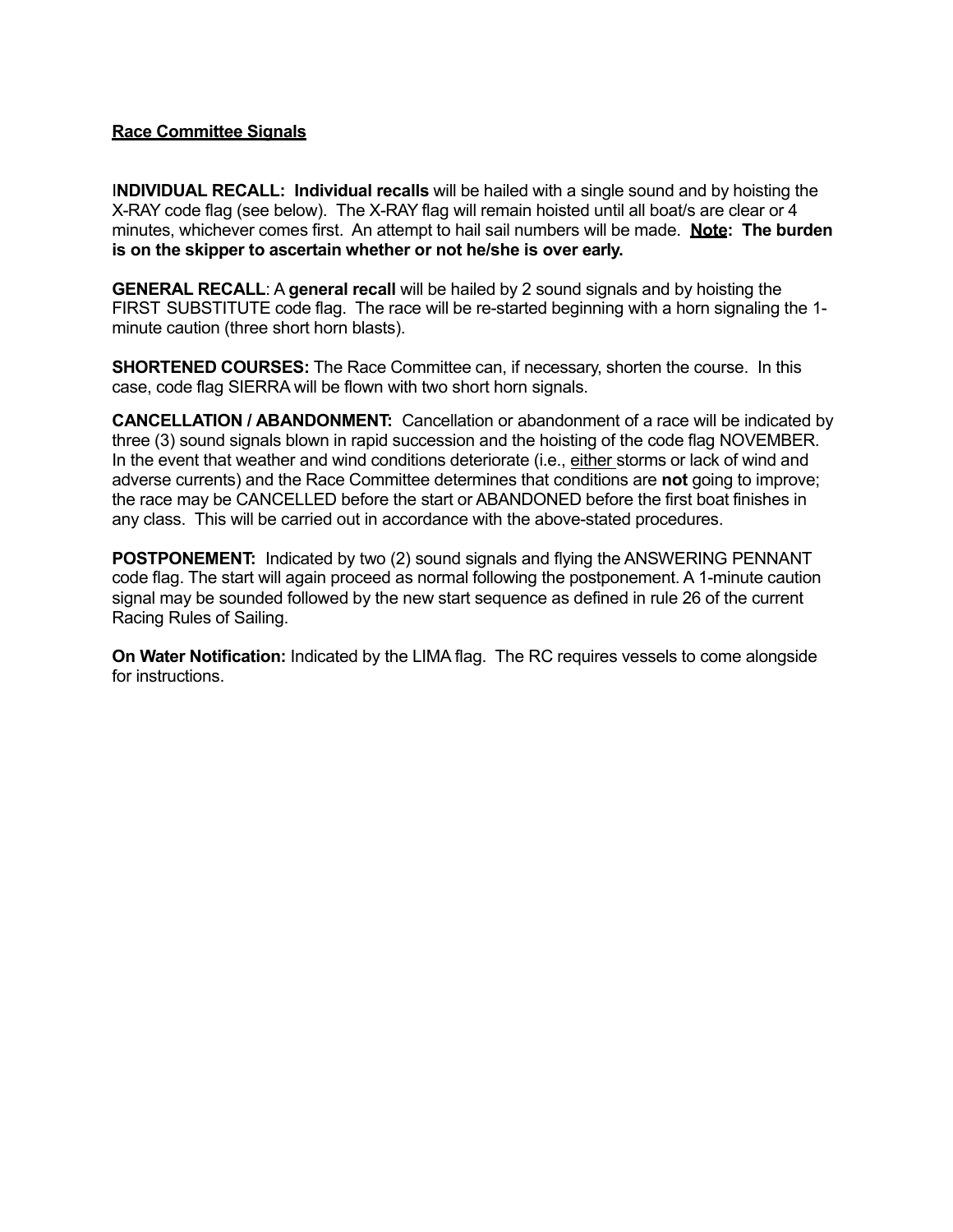**Race Committee Signals**

**INDIVIDUAL RECALL: Individual recalls** will be hailed with a single sound and by hoisting the X-RAY code flag (see below). The X-RAY flag will remain hoisted until all boat/s are clear or 4 minutes, whichever comes first. An attempt to hail sail numbers will be made. **Note: The burden is on the skipper to ascertain whether or not he/she is over early.**

**GENERAL RECALL**: A **general recall** will be hailed by 2 sound signals and by hoisting the FIRST SUBSTITUTE code flag. The race will be re-started beginning with a horn signaling the 1-minute caution (three short horn blasts).

**SHORTENED COURSES:** The Race Committee can, if necessary, shorten the course. In this case, code flag SIERRA will be flown with two short horn signals.

**CANCELLATION / ABANDONMENT:** Cancellation or abandonment of a race will be indicated by three (3) sound signals blown in rapid succession and the hoisting of the code flag NOVEMBER. In the event that weather and wind conditions deteriorate (i.e., either storms or lack of wind and adverse currents) and the Race Committee determines that conditions are **not** going to improve; the race may be CANCELLED before the start or ABANDONED before the first boat finishes in any class. This will be carried out in accordance with the above-stated procedures.

**POSTPONEMENT:** Indicated by two (2) sound signals and flying the ANSWERING PENNANT code flag. The start will again proceed as normal following the postponement. A 1-minute caution signal may be sounded followed by the new start sequence as defined in rule 26 of the current Racing Rules of Sailing.

**On Water Notification:** Indicated by the LIMA flag. The RC requires vessels to come alongside for instructions.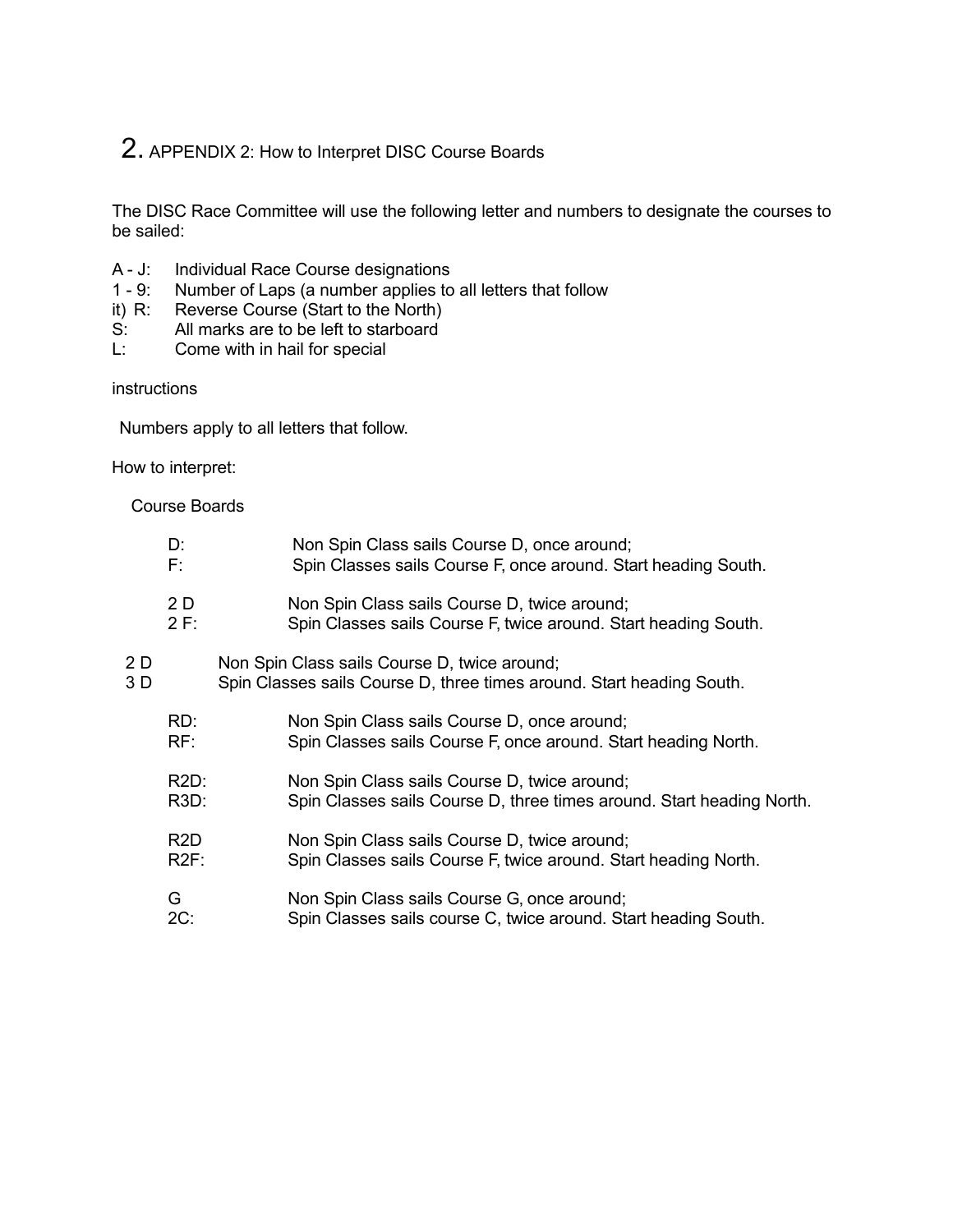## 2. APPENDIX 2: How to Interpret DISC Course Boards

The DISC Race Committee will use the following letter and numbers to designate the courses to be sailed:

A - J: Individual Race Course designations
1 - 9: Number of Laps (a number applies to all letters that follow
it) R: Reverse Course (Start to the North)
S: All marks are to be left to starboard
L: Come with in hail for special

instructions

Numbers apply to all letters that follow.

How to interpret:

Course Boards

D: Non Spin Class sails Course D, once around;
F: Spin Classes sails Course F, once around. Start heading South.

2 D Non Spin Class sails Course D, twice around;
2 F: Spin Classes sails Course F, twice around. Start heading South.

2 D Non Spin Class sails Course D, twice around;
3 D Spin Classes sails Course D, three times around. Start heading South.

RD: Non Spin Class sails Course D, once around;
RF: Spin Classes sails Course F, once around. Start heading North.

R2D: Non Spin Class sails Course D, twice around;
R3D: Spin Classes sails Course D, three times around. Start heading North.

R2D Non Spin Class sails Course D, twice around;
R2F: Spin Classes sails Course F, twice around. Start heading North.

G Non Spin Class sails Course G, once around;
2C: Spin Classes sails course C, twice around. Start heading South.